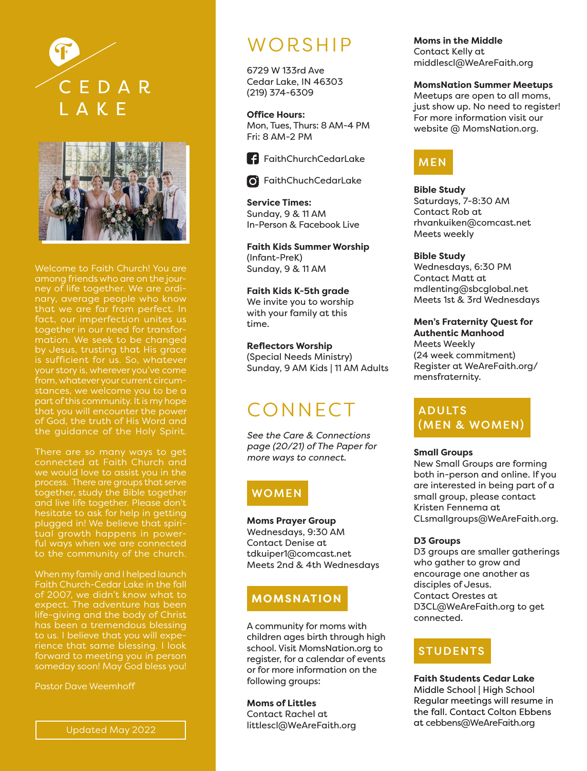# CEDAR LAKE

Welcome to Faith Church! You are among friends who are on the journey of life together. We are ordinary, average people who know that we are far from perfect. In fact, our imperfection unites us together in our need for transformation. We seek to be changed by Jesus, trusting that His grace is sufficient for us. So, whatever your story is, wherever you've come from, whatever your current circumstances, we welcome you to be a part of this community. It is my hope that you will encounter the power of God, the truth of His Word and the guidance of the Holy Spirit.

There are so many ways to get connected at Faith Church and we would love to assist you in the process. There are groups that serve together, study the Bible together and live life together. Please don't hesitate to ask for help in getting plugged in! We believe that spiritual growth happens in powerful ways when we are connected to the community of the church.

When my family and I helped launch Faith Church-Cedar Lake in the fall of 2007, we didn't know what to expect. The adventure has been life-giving and the body of Christ has been a tremendous blessing to us. I believe that you will experience that same blessing. I look forward to meeting you in person someday soon! May God bless you!

Pastor Dave Weemhoff

Updated May 2022

# WORSHIP

6729 W 133rd Ave
Cedar Lake, IN 46303
(219) 374-6309

**Office Hours:**
Mon, Tues, Thurs: 8 AM-4 PM
Fri: 8 AM-2 PM

FaithChurchCedarLake

FaithChuchCedarLake

**Service Times:**
Sunday, 9 & 11 AM
In-Person & Facebook Live

**Faith Kids Summer Worship**
(Infant-PreK)
Sunday, 9 & 11 AM

**Faith Kids K-5th grade**
We invite you to worship with your family at this time.

**Reflectors Worship**
(Special Needs Ministry)
Sunday, 9 AM Kids | 11 AM Adults

# CONNECT

*See the Care & Connections page (20/21) of The Paper for more ways to connect.*

## WOMEN

**Moms Prayer Group**
Wednesdays, 9:30 AM
Contact Denise at tdkuiper1@comcast.net
Meets 2nd & 4th Wednesdays

## MOMSNATION

A community for moms with children ages birth through high school. Visit MomsNation.org to register, for a calendar of events or for more information on the following groups:

**Moms of Littles**
Contact Rachel at littlescl@WeAreFaith.org

**Moms in the Middle**
Contact Kelly at middlescl@WeAreFaith.org

**MomsNation Summer Meetups**
Meetups are open to all moms, just show up. No need to register! For more information visit our website @ MomsNation.org.

## MEN

**Bible Study**
Saturdays, 7-8:30 AM
Contact Rob at rhvankuiken@comcast.net
Meets weekly

**Bible Study**
Wednesdays, 6:30 PM
Contact Matt at mdlenting@sbcglobal.net
Meets 1st & 3rd Wednesdays

**Men's Fraternity Quest for Authentic Manhood**
Meets Weekly
(24 week commitment)
Register at WeAreFaith.org/mensfraternity.

## ADULTS (MEN & WOMEN)

**Small Groups**
New Small Groups are forming both in-person and online. If you are interested in being part of a small group, please contact Kristen Fennema at CLsmallgroups@WeAreFaith.org.

**D3 Groups**
D3 groups are smaller gatherings who gather to grow and encourage one another as disciples of Jesus.
Contact Orestes at D3CL@WeAreFaith.org to get connected.

## STUDENTS

**Faith Students Cedar Lake**
Middle School | High School
Regular meetings will resume in the fall. Contact Colton Ebbens at cebbens@WeAreFaith.org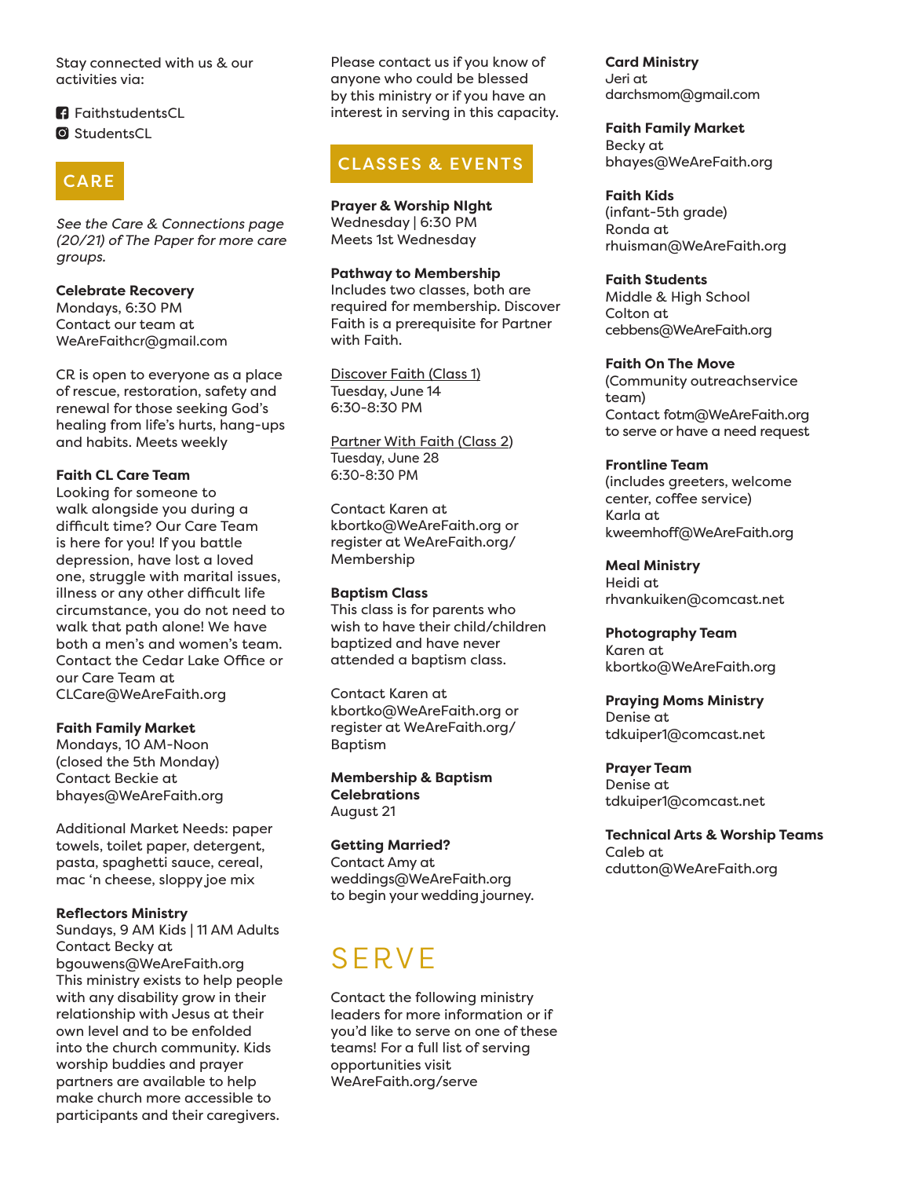Stay connected with us & our activities via:

FaithstudentsCL
StudentsCL

## CARE

*See the Care & Connections page (20/21) of The Paper for more care groups.*

**Celebrate Recovery**
Mondays, 6:30 PM
Contact our team at WeAreFaithcr@gmail.com

CR is open to everyone as a place of rescue, restoration, safety and renewal for those seeking God's healing from life's hurts, hang-ups and habits. Meets weekly

**Faith CL Care Team**
Looking for someone to walk alongside you during a difficult time? Our Care Team is here for you! If you battle depression, have lost a loved one, struggle with marital issues, illness or any other difficult life circumstance, you do not need to walk that path alone! We have both a men's and women's team. Contact the Cedar Lake Office or our Care Team at CLCare@WeAreFaith.org

**Faith Family Market**
Mondays, 10 AM-Noon
(closed the 5th Monday)
Contact Beckie at bhayes@WeAreFaith.org

Additional Market Needs: paper towels, toilet paper, detergent, pasta, spaghetti sauce, cereal, mac 'n cheese, sloppy joe mix

**Reflectors Ministry**
Sundays, 9 AM Kids | 11 AM Adults
Contact Becky at bgouwens@WeAreFaith.org
This ministry exists to help people with any disability grow in their relationship with Jesus at their own level and to be enfolded into the church community. Kids worship buddies and prayer partners are available to help make church more accessible to participants and their caregivers.

Please contact us if you know of anyone who could be blessed by this ministry or if you have an interest in serving in this capacity.

## CLASSES & EVENTS

**Prayer & Worship NIght**
Wednesday | 6:30 PM
Meets 1st Wednesday

**Pathway to Membership**
Includes two classes, both are required for membership. Discover Faith is a prerequisite for Partner with Faith.

Discover Faith (Class 1)
Tuesday, June 14
6:30-8:30 PM

Partner With Faith (Class 2)
Tuesday, June 28
6:30-8:30 PM

Contact Karen at kbortko@WeAreFaith.org or register at WeAreFaith.org/Membership

**Baptism Class**
This class is for parents who wish to have their child/children baptized and have never attended a baptism class.

Contact Karen at kbortko@WeAreFaith.org or register at WeAreFaith.org/Baptism

**Membership & Baptism Celebrations**
August 21

**Getting Married?**
Contact Amy at weddings@WeAreFaith.org to begin your wedding journey.

## SERVE

Contact the following ministry leaders for more information or if you'd like to serve on one of these teams! For a full list of serving opportunities visit WeAreFaith.org/serve

**Card Ministry**
Jeri at darchsmom@gmail.com

**Faith Family Market**
Becky at bhayes@WeAreFaith.org

**Faith Kids**
(infant-5th grade)
Ronda at rhuisman@WeAreFaith.org

**Faith Students**
Middle & High School
Colton at cebbens@WeAreFaith.org

**Faith On The Move**
(Community outreachservice team)
Contact fotm@WeAreFaith.org to serve or have a need request

**Frontline Team**
(includes greeters, welcome center, coffee service)
Karla at kweemhoff@WeAreFaith.org

**Meal Ministry**
Heidi at rhvankuiken@comcast.net

**Photography Team**
Karen at kbortko@WeAreFaith.org

**Praying Moms Ministry**
Denise at tdkuiper1@comcast.net

**Prayer Team**
Denise at tdkuiper1@comcast.net

**Technical Arts & Worship Teams**
Caleb at cdutton@WeAreFaith.org